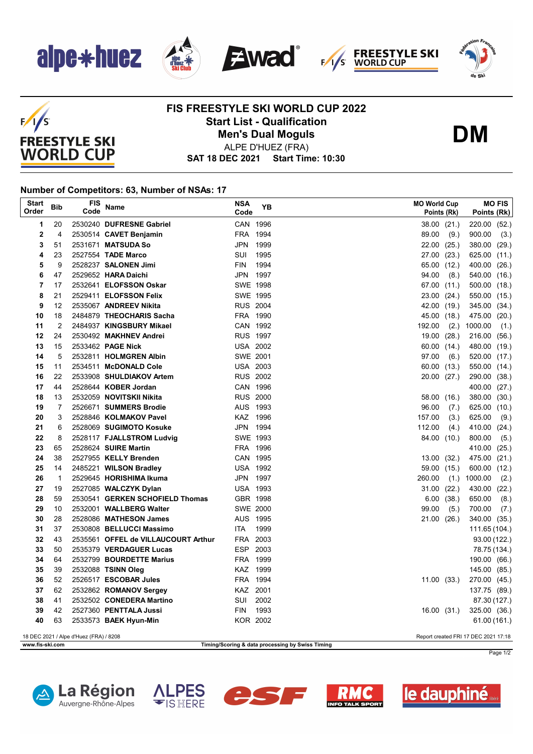# FIS FREESTYLE SKI WORLD CUP 2022

## Start List - Qualification

## Men's Dual Moguls

**DM**

ALPE D'HUEZ (FRA)

**SAT 18 DEC 2021 Start Time: 10:30**

### Number of Competitors: 63, Number of NSAs: 17

| Start Order | Bib | FIS Code | Name | NSA Code | YB | MO World Cup Points (Rk) | MO FIS Points (Rk) |
|---|---|---|---|---|---|---|---|
| 1 | 20 | 2530240 | **DUFRESNE Gabriel** | CAN | 1996 | 38.00 (21.) | 220.00 (52.) |
| 2 | 4 | 2530514 | **CAVET Benjamin** | FRA | 1994 | 89.00 (9.) | 900.00 (3.) |
| 3 | 51 | 2531671 | **MATSUDA So** | JPN | 1999 | 22.00 (25.) | 380.00 (29.) |
| 4 | 23 | 2527554 | **TADE Marco** | SUI | 1995 | 27.00 (23.) | 625.00 (11.) |
| 5 | 9 | 2528237 | **SALONEN Jimi** | FIN | 1994 | 65.00 (12.) | 400.00 (26.) |
| 6 | 47 | 2529652 | **HARA Daichi** | JPN | 1997 | 94.00 (8.) | 540.00 (16.) |
| 7 | 17 | 2532641 | **ELOFSSON Oskar** | SWE | 1998 | 67.00 (11.) | 500.00 (18.) |
| 8 | 21 | 2529411 | **ELOFSSON Felix** | SWE | 1995 | 23.00 (24.) | 550.00 (15.) |
| 9 | 12 | 2535067 | **ANDREEV Nikita** | RUS | 2004 | 42.00 (19.) | 345.00 (34.) |
| 10 | 18 | 2484879 | **THEOCHARIS Sacha** | FRA | 1990 | 45.00 (18.) | 475.00 (20.) |
| 11 | 2 | 2484937 | **KINGSBURY Mikael** | CAN | 1992 | 192.00 (2.) | 1000.00 (1.) |
| 12 | 24 | 2530492 | **MAKHNEV Andrei** | RUS | 1997 | 19.00 (28.) | 216.00 (56.) |
| 13 | 15 | 2533462 | **PAGE Nick** | USA | 2002 | 60.00 (14.) | 480.00 (19.) |
| 14 | 5 | 2532811 | **HOLMGREN Albin** | SWE | 2001 | 97.00 (6.) | 520.00 (17.) |
| 15 | 11 | 2534511 | **McDONALD Cole** | USA | 2003 | 60.00 (13.) | 550.00 (14.) |
| 16 | 22 | 2533908 | **SHULDIAKOV Artem** | RUS | 2002 | 20.00 (27.) | 290.00 (38.) |
| 17 | 44 | 2528644 | **KOBER Jordan** | CAN | 1996 | | 400.00 (27.) |
| 18 | 13 | 2532059 | **NOVITSKII Nikita** | RUS | 2000 | 58.00 (16.) | 380.00 (30.) |
| 19 | 7 | 2526671 | **SUMMERS Brodie** | AUS | 1993 | 96.00 (7.) | 625.00 (10.) |
| 20 | 3 | 2528846 | **KOLMAKOV Pavel** | KAZ | 1996 | 157.00 (3.) | 625.00 (9.) |
| 21 | 6 | 2528069 | **SUGIMOTO Kosuke** | JPN | 1994 | 112.00 (4.) | 410.00 (24.) |
| 22 | 8 | 2528117 | **FJALLSTROM Ludvig** | SWE | 1993 | 84.00 (10.) | 800.00 (5.) |
| 23 | 65 | 2528624 | **SUIRE Martin** | FRA | 1996 | | 410.00 (25.) |
| 24 | 38 | 2527955 | **KELLY Brenden** | CAN | 1995 | 13.00 (32.) | 475.00 (21.) |
| 25 | 14 | 2485221 | **WILSON Bradley** | USA | 1992 | 59.00 (15.) | 600.00 (12.) |
| 26 | 1 | 2529645 | **HORISHIMA Ikuma** | JPN | 1997 | 260.00 (1.) | 1000.00 (2.) |
| 27 | 19 | 2527085 | **WALCZYK Dylan** | USA | 1993 | 31.00 (22.) | 430.00 (22.) |
| 28 | 59 | 2530541 | **GERKEN SCHOFIELD Thomas** | GBR | 1998 | 6.00 (38.) | 650.00 (8.) |
| 29 | 10 | 2532001 | **WALLBERG Walter** | SWE | 2000 | 99.00 (5.) | 700.00 (7.) |
| 30 | 28 | 2528086 | **MATHESON James** | AUS | 1995 | 21.00 (26.) | 340.00 (35.) |
| 31 | 37 | 2530808 | **BELLUCCI Massimo** | ITA | 1999 | | 111.65 (104.) |
| 32 | 43 | 2535561 | **OFFEL de VILLAUCOURT Arthur** | FRA | 2003 | | 93.00 (122.) |
| 33 | 50 | 2535379 | **VERDAGUER Lucas** | ESP | 2003 | | 78.75 (134.) |
| 34 | 64 | 2532799 | **BOURDETTE Marius** | FRA | 1999 | | 190.00 (66.) |
| 35 | 39 | 2532088 | **TSINN Oleg** | KAZ | 1999 | | 145.00 (85.) |
| 36 | 52 | 2526517 | **ESCOBAR Jules** | FRA | 1994 | 11.00 (33.) | 270.00 (45.) |
| 37 | 62 | 2532862 | **ROMANOV Sergey** | KAZ | 2001 | | 137.75 (89.) |
| 38 | 41 | 2532502 | **CONEDERA Martino** | SUI | 2002 | | 87.30 (127.) |
| 39 | 42 | 2527360 | **PENTTALA Jussi** | FIN | 1993 | 16.00 (31.) | 325.00 (36.) |
| 40 | 63 | 2533573 | **BAEK Hyun-Min** | KOR | 2002 | | 61.00 (161.) |

18 DEC 2021 / Alpe d'Huez (FRA) / 8208

Report created FRI 17 DEC 2021 17:18

www.fis-ski.com

Timing/Scoring & data processing by Swiss Timing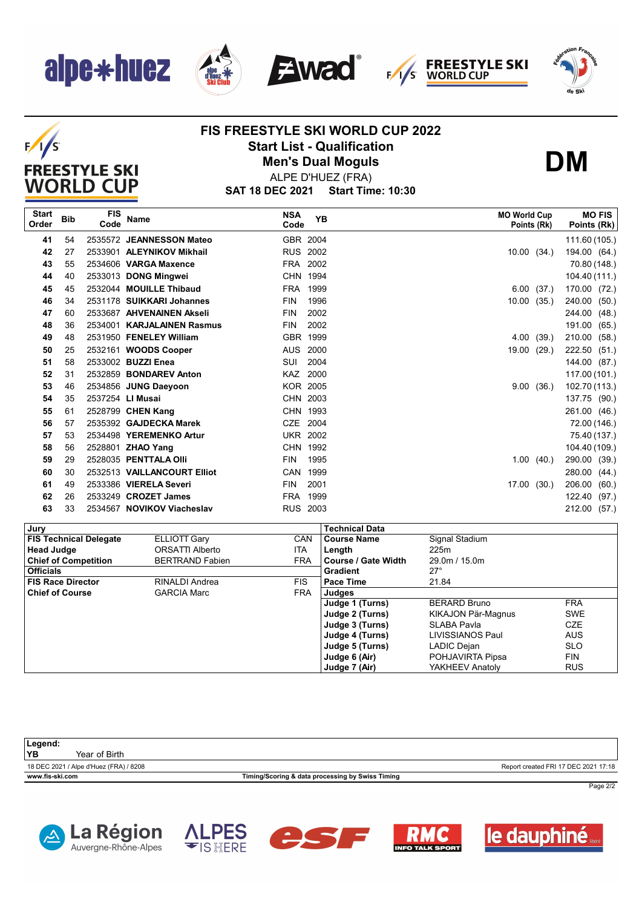# FIS FREESTYLE SKI WORLD CUP 2022

## Start List - Qualification

## Men's Dual Moguls

**DM**

ALPE D'HUEZ (FRA)

**SAT 18 DEC 2021 Start Time: 10:30**

| Start Order | Bib | FIS Code | Name | NSA Code | YB | MO World Cup Points (Rk) | MO FIS Points (Rk) |
|---|---|---|---|---|---|---|---|
| 41 | 54 | 2535572 | **JEANNESSON Mateo** | GBR | 2004 | | 111.60 (105.) |
| 42 | 27 | 2533901 | **ALEYNIKOV Mikhail** | RUS | 2002 | 10.00 (34.) | 194.00 (64.) |
| 43 | 55 | 2534606 | **VARGA Maxence** | FRA | 2002 | | 70.80 (148.) |
| 44 | 40 | 2533013 | **DONG Mingwei** | CHN | 1994 | | 104.40 (111.) |
| 45 | 45 | 2532044 | **MOUILLE Thibaud** | FRA | 1999 | 6.00 (37.) | 170.00 (72.) |
| 46 | 34 | 2531178 | **SUIKKARI Johannes** | FIN | 1996 | 10.00 (35.) | 240.00 (50.) |
| 47 | 60 | 2533687 | **AHVENAINEN Akseli** | FIN | 2002 | | 244.00 (48.) |
| 48 | 36 | 2534001 | **KARJALAINEN Rasmus** | FIN | 2002 | | 191.00 (65.) |
| 49 | 48 | 2531950 | **FENELEY William** | GBR | 1999 | 4.00 (39.) | 210.00 (58.) |
| 50 | 25 | 2532161 | **WOODS Cooper** | AUS | 2000 | 19.00 (29.) | 222.50 (51.) |
| 51 | 58 | 2533002 | **BUZZI Enea** | SUI | 2004 | | 144.00 (87.) |
| 52 | 31 | 2532859 | **BONDAREV Anton** | KAZ | 2000 | | 117.00 (101.) |
| 53 | 46 | 2534856 | **JUNG Daeyoon** | KOR | 2005 | 9.00 (36.) | 102.70 (113.) |
| 54 | 35 | 2537254 | **LI Musai** | CHN | 2003 | | 137.75 (90.) |
| 55 | 61 | 2528799 | **CHEN Kang** | CHN | 1993 | | 261.00 (46.) |
| 56 | 57 | 2535392 | **GAJDECKA Marek** | CZE | 2004 | | 72.00 (146.) |
| 57 | 53 | 2534498 | **YEREMENKO Artur** | UKR | 2002 | | 75.40 (137.) |
| 58 | 56 | 2528801 | **ZHAO Yang** | CHN | 1992 | | 104.40 (109.) |
| 59 | 29 | 2528035 | **PENTTALA Olli** | FIN | 1995 | 1.00 (40.) | 290.00 (39.) |
| 60 | 30 | 2532513 | **VAILLANCOURT Elliot** | CAN | 1999 | | 280.00 (44.) |
| 61 | 49 | 2533386 | **VIERELA Severi** | FIN | 2001 | 17.00 (30.) | 206.00 (60.) |
| 62 | 26 | 2533249 | **CROZET James** | FRA | 1999 | | 122.40 (97.) |
| 63 | 33 | 2534567 | **NOVIKOV Viacheslav** | RUS | 2003 | | 212.00 (57.) |

| Jury | | |
|---|---|---|
| **FIS Technical Delegate** | ELLIOTT Gary | CAN |
| **Head Judge** | ORSATTI Alberto | ITA |
| **Chief of Competition** | BERTRAND Fabien | FRA |
| **Officials** | | |
| **FIS Race Director** | RINALDI Andrea | FIS |
| **Chief of Course** | GARCIA Marc | FRA |

| Technical Data | | |
|---|---|---|
| **Course Name** | Signal Stadium | |
| **Length** | 225m | |
| **Course / Gate Width** | 29.0m / 15.0m | |
| **Gradient** | 27° | |
| **Pace Time** | 21.84 | |
| **Judges** | | |
| **Judge 1 (Turns)** | BERARD Bruno | FRA |
| **Judge 2 (Turns)** | KIKAJON Pär-Magnus | SWE |
| **Judge 3 (Turns)** | SLABA Pavla | CZE |
| **Judge 4 (Turns)** | LIVISSIANOS Paul | AUS |
| **Judge 5 (Turns)** | LADIC Dejan | SLO |
| **Judge 6 (Air)** | POHJAVIRTA Pipsa | FIN |
| **Judge 7 (Air)** | YAKHEEV Anatoly | RUS |

**Legend:**
**YB** Year of Birth

18 DEC 2021 / Alpe d'Huez (FRA) / 8208

Report created FRI 17 DEC 2021 17:18

www.fis-ski.com

Timing/Scoring & data processing by Swiss Timing